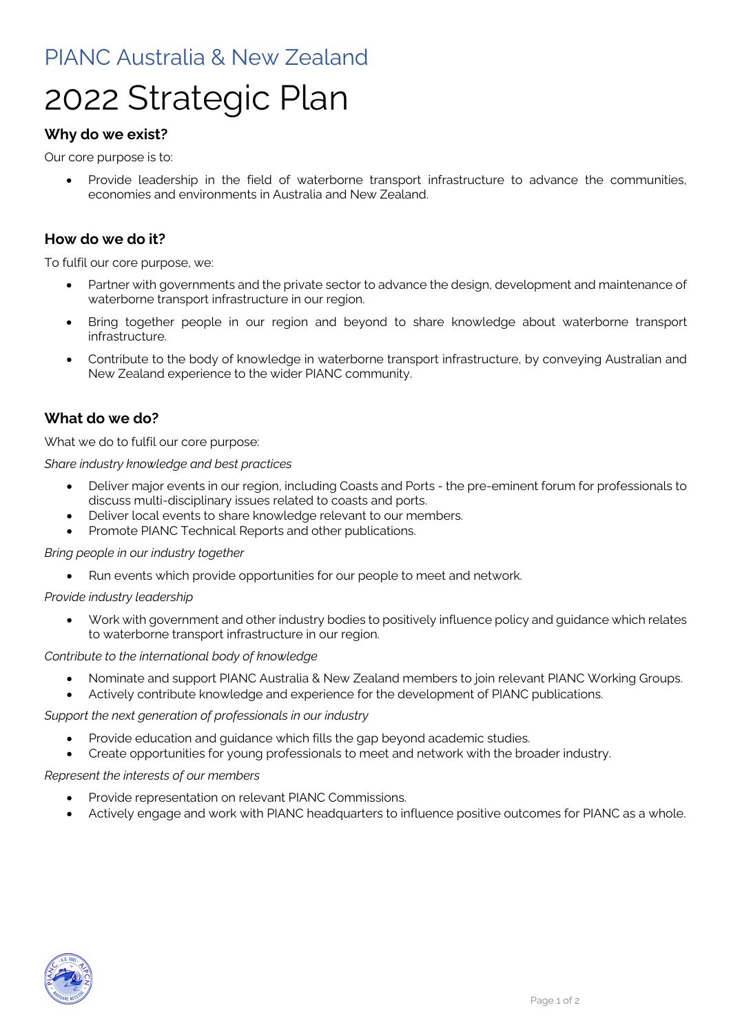PIANC Australia & New Zealand

# 2022 Strategic Plan

### Why do we exist?

Our core purpose is to:

- Provide leadership in the field of waterborne transport infrastructure to advance the communities, economies and environments in Australia and New Zealand.

### How do we do it?

To fulfil our core purpose, we:

- Partner with governments and the private sector to advance the design, development and maintenance of waterborne transport infrastructure in our region.
- Bring together people in our region and beyond to share knowledge about waterborne transport infrastructure.
- Contribute to the body of knowledge in waterborne transport infrastructure, by conveying Australian and New Zealand experience to the wider PIANC community.

### What do we do?

What we do to fulfil our core purpose:

*Share industry knowledge and best practices*

- Deliver major events in our region, including Coasts and Ports - the pre-eminent forum for professionals to discuss multi-disciplinary issues related to coasts and ports.
- Deliver local events to share knowledge relevant to our members.
- Promote PIANC Technical Reports and other publications.

*Bring people in our industry together*

- Run events which provide opportunities for our people to meet and network.

*Provide industry leadership*

- Work with government and other industry bodies to positively influence policy and guidance which relates to waterborne transport infrastructure in our region.

*Contribute to the international body of knowledge*

- Nominate and support PIANC Australia & New Zealand members to join relevant PIANC Working Groups.
- Actively contribute knowledge and experience for the development of PIANC publications.

*Support the next generation of professionals in our industry*

- Provide education and guidance which fills the gap beyond academic studies.
- Create opportunities for young professionals to meet and network with the broader industry.

*Represent the interests of our members*

- Provide representation on relevant PIANC Commissions.
- Actively engage and work with PIANC headquarters to influence positive outcomes for PIANC as a whole.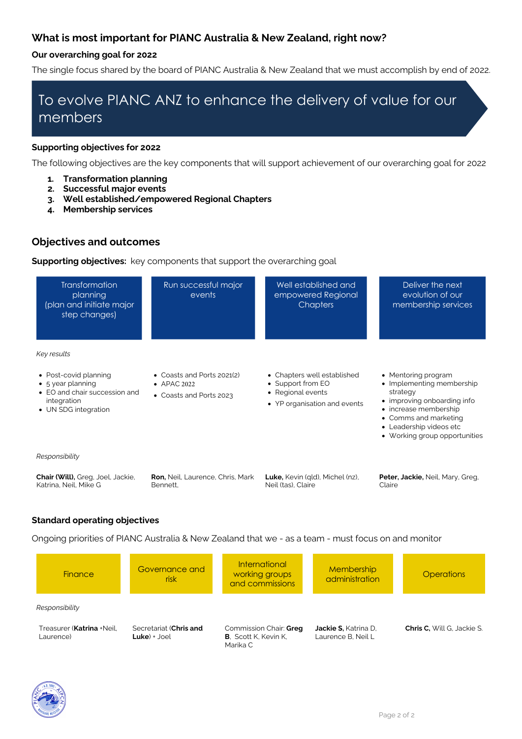## What is most important for PIANC Australia & New Zealand, right now?

### Our overarching goal for 2022

The single focus shared by the board of PIANC Australia & New Zealand that we must accomplish by end of 2022.

**To evolve PIANC ANZ to enhance the delivery of value for our members**

### Supporting objectives for 2022

The following objectives are the key components that will support achievement of our overarching goal for 2022

1. **Transformation planning**
2. **Successful major events**
3. **Well established/empowered Regional Chapters**
4. **Membership services**

## Objectives and outcomes

**Supporting objectives:** key components that support the overarching goal

| Transformation planning (plan and initiate major step changes) | Run successful major events | Well established and empowered Regional Chapters | Deliver the next evolution of our membership services |
|---|---|---|---|
| *Key results* | | | |
| • Post-covid planning<br>• 5 year planning<br>• EO and chair succession and integration<br>• UN SDG integration | • Coasts and Ports 2021(2)<br>• APAC 2022<br>• Coasts and Ports 2023 | • Chapters well established<br>• Support from EO<br>• Regional events<br>• YP organisation and events | • Mentoring program<br>• Implementing membership strategy<br>• improving onboarding info<br>• increase membership<br>• Comms and marketing<br>• Leadership videos etc<br>• Working group opportunities |
| *Responsibility* | | | |
| **Chair (Will),** Greg, Joel, Jackie, Katrina, Neil, Mike G | **Ron,** Neil, Laurence, Chris, Mark Bennett, | **Luke,** Kevin (qld), Michel (nz), Neil (tas), Claire | **Peter, Jackie,** Neil, Mary, Greg, Claire |

### Standard operating objectives

Ongoing priorities of PIANC Australia & New Zealand that we - as a team - must focus on and monitor

| Finance | Governance and risk | International working groups and commissions | Membership administration | Operations |
|---|---|---|---|---|
| *Responsibility* | | | | |
| Treasurer (**Katrina** +Neil, Laurence) | Secretariat (**Chris and Luke**) + Joel | Commission Chair: **Greg B**, Scott K, Kevin K, Marika C | **Jackie S,** Katrina D, Laurence B, Neil L | **Chris C,** Will G, Jackie S. |